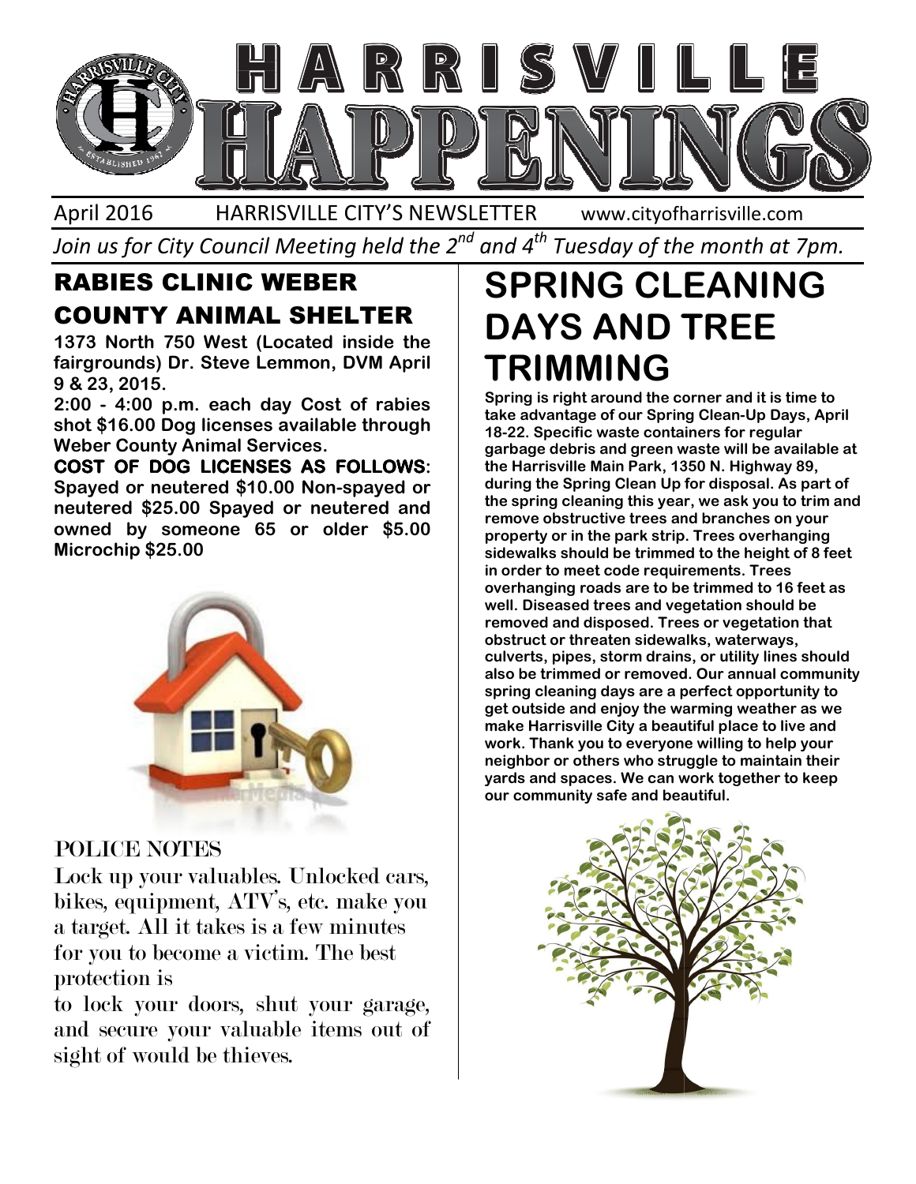# HARRISVILLE HAPPENINGS

April 2016 HARRISVILLE CITY'S NEWSLETTER www.cityofharrisville.com

*Join us for City Council Meeting held the 2nd and 4th Tuesday of the month at 7pm.*

## RABIES CLINIC WEBER COUNTY ANIMAL SHELTER

**1373 North 750 West (Located inside the fairgrounds) Dr. Steve Lemmon, DVM April 9 & 23, 2015.**

**2:00 - 4:00 p.m. each day Cost of rabies shot $16.00 Dog licenses available through Weber County Animal Services.**

**COST OF DOG LICENSES AS FOLLOWS: Spayed or neutered $10.00 Non-spayed or neutered $25.00 Spayed or neutered and owned by someone 65 or older $5.00 Microchip $25.00**

### POLICE NOTES

Lock up your valuables. Unlocked cars, bikes, equipment, ATV's, etc. make you a target. All it takes is a few minutes for you to become a victim. The best protection is to lock your doors, shut your garage, and secure your valuable items out of sight of would be thieves.

## SPRING CLEANING DAYS AND TREE TRIMMING

**Spring is right around the corner and it is time to take advantage of our Spring Clean-Up Days, April 18-22. Specific waste containers for regular garbage debris and green waste will be available at the Harrisville Main Park, 1350 N. Highway 89, during the Spring Clean Up for disposal. As part of the spring cleaning this year, we ask you to trim and remove obstructive trees and branches on your property or in the park strip. Trees overhanging sidewalks should be trimmed to the height of 8 feet in order to meet code requirements. Trees overhanging roads are to be trimmed to 16 feet as well. Diseased trees and vegetation should be removed and disposed. Trees or vegetation that obstruct or threaten sidewalks, waterways, culverts, pipes, storm drains, or utility lines should also be trimmed or removed. Our annual community spring cleaning days are a perfect opportunity to get outside and enjoy the warming weather as we make Harrisville City a beautiful place to live and work. Thank you to everyone willing to help your neighbor or others who struggle to maintain their yards and spaces. We can work together to keep our community safe and beautiful.**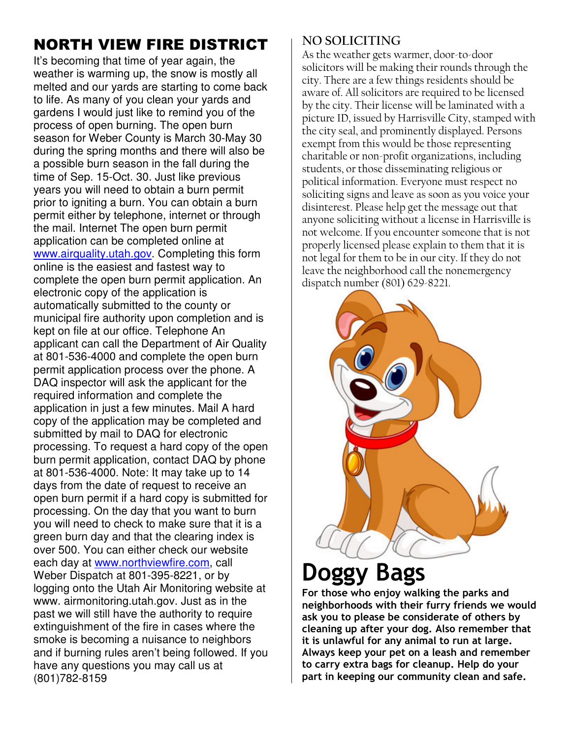## NORTH VIEW FIRE DISTRICT

It's becoming that time of year again, the weather is warming up, the snow is mostly all melted and our yards are starting to come back to life. As many of you clean your yards and gardens I would just like to remind you of the process of open burning. The open burn season for Weber County is March 30-May 30 during the spring months and there will also be a possible burn season in the fall during the time of Sep. 15-Oct. 30. Just like previous years you will need to obtain a burn permit prior to igniting a burn. You can obtain a burn permit either by telephone, internet or through the mail. Internet The open burn permit application can be completed online at www.airquality.utah.gov. Completing this form online is the easiest and fastest way to complete the open burn permit application. An electronic copy of the application is automatically submitted to the county or municipal fire authority upon completion and is kept on file at our office. Telephone An applicant can call the Department of Air Quality at 801-536-4000 and complete the open burn permit application process over the phone. A DAQ inspector will ask the applicant for the required information and complete the application in just a few minutes. Mail A hard copy of the application may be completed and submitted by mail to DAQ for electronic processing. To request a hard copy of the open burn permit application, contact DAQ by phone at 801-536-4000. Note: It may take up to 14 days from the date of request to receive an open burn permit if a hard copy is submitted for processing. On the day that you want to burn you will need to check to make sure that it is a green burn day and that the clearing index is over 500. You can either check our website each day at www.northviewfire.com, call Weber Dispatch at 801-395-8221, or by logging onto the Utah Air Monitoring website at www. airmonitoring.utah.gov. Just as in the past we will still have the authority to require extinguishment of the fire in cases where the smoke is becoming a nuisance to neighbors and if burning rules aren't being followed. If you have any questions you may call us at (801)782-8159

## NO SOLICITING

As the weather gets warmer, door-to-door solicitors will be making their rounds through the city. There are a few things residents should be aware of. All solicitors are required to be licensed by the city. Their license will be laminated with a picture ID, issued by Harrisville City, stamped with the city seal, and prominently displayed. Persons exempt from this would be those representing charitable or non-profit organizations, including students, or those disseminating religious or political information. Everyone must respect no soliciting signs and leave as soon as you voice your disinterest. Please help get the message out that anyone soliciting without a license in Harrisville is not welcome. If you encounter someone that is not properly licensed please explain to them that it is not legal for them to be in our city. If they do not leave the neighborhood call the nonemergency dispatch number (801) 629-8221.

# Doggy Bags

**For those who enjoy walking the parks and neighborhoods with their furry friends we would ask you to please be considerate of others by cleaning up after your dog. Also remember that it is unlawful for any animal to run at large. Always keep your pet on a leash and remember to carry extra bags for cleanup. Help do your part in keeping our community clean and safe.**